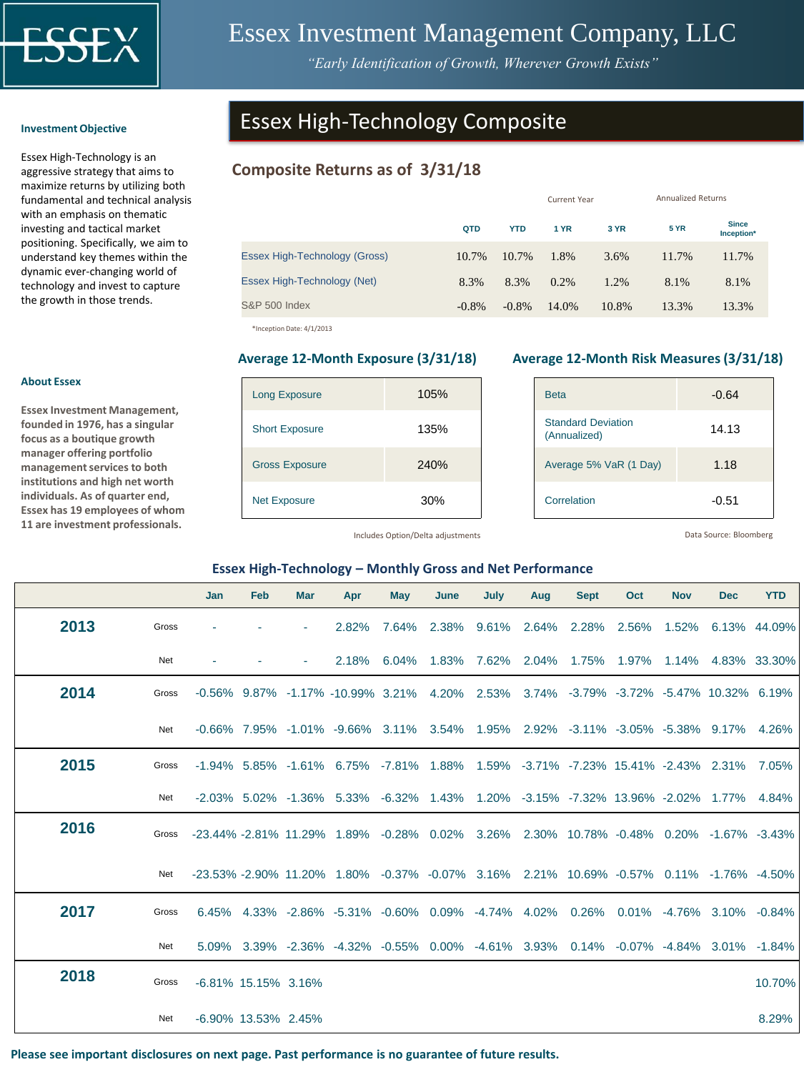# Essex Investment Management Company, LLC

*"Early Identification of Growth, Wherever Growth Exists"*

### Investment Objective

Essex High-Technology is an aggressive strategy that aims to maximize returns by utilizing both fundamental and technical analysis with an emphasis on thematic investing and tactical market positioning. Specifically, we aim to understand key themes within the dynamic ever-changing world of technology and invest to capture the growth in those trends.

### About Essex

**Essex Investment Management, founded in 1976, has a singular focus as a boutique growth manager offering portfolio management services to both institutions and high net worth individuals. As of quarter end, Essex has 19 employees of whom 11 are investment professionals.**

## Essex High-Technology Composite

### Composite Returns as of 3/31/18

| | Current Year | | Annualized Returns | | | |
|---|---|---|---|---|---|---|
| | QTD | YTD | 1 YR | 3 YR | 5 YR | Since Inception* |
| Essex High-Technology (Gross) | 10.7% | 10.7% | 1.8% | 3.6% | 11.7% | 11.7% |
| Essex High-Technology (Net) | 8.3% | 8.3% | 0.2% | 1.2% | 8.1% | 8.1% |
| S&P 500 Index | -0.8% | -0.8% | 14.0% | 10.8% | 13.3% | 13.3% |

*Inception Date: 4/1/2013

### Average 12-Month Exposure (3/31/18)

| | |
|---|---|
| Long Exposure | 105% |
| Short Exposure | 135% |
| Gross Exposure | 240% |
| Net Exposure | 30% |

Includes Option/Delta adjustments

### Average 12-Month Risk Measures (3/31/18)

| | |
|---|---|
| Beta | -0.64 |
| Standard Deviation (Annualized) | 14.13 |
| Average 5% VaR (1 Day) | 1.18 |
| Correlation | -0.51 |

Data Source: Bloomberg

### Essex High-Technology – Monthly Gross and Net Performance

| | | Jan | Feb | Mar | Apr | May | June | July | Aug | Sept | Oct | Nov | Dec | YTD |
|---|---|---|---|---|---|---|---|---|---|---|---|---|---|---|
| **2013** | Gross | - | - | - | 2.82% | 7.64% | 2.38% | 9.61% | 2.64% | 2.28% | 2.56% | 1.52% | 6.13% | 44.09% |
| | Net | - | - | - | 2.18% | 6.04% | 1.83% | 7.62% | 2.04% | 1.75% | 1.97% | 1.14% | 4.83% | 33.30% |
| **2014** | Gross | -0.56% | 9.87% | -1.17% | -10.99% | 3.21% | 4.20% | 2.53% | 3.74% | -3.79% | -3.72% | -5.47% | 10.32% | 6.19% |
| | Net | -0.66% | 7.95% | -1.01% | -9.66% | 3.11% | 3.54% | 1.95% | 2.92% | -3.11% | -3.05% | -5.38% | 9.17% | 4.26% |
| **2015** | Gross | -1.94% | 5.85% | -1.61% | 6.75% | -7.81% | 1.88% | 1.59% | -3.71% | -7.23% | 15.41% | -2.43% | 2.31% | 7.05% |
| | Net | -2.03% | 5.02% | -1.36% | 5.33% | -6.32% | 1.43% | 1.20% | -3.15% | -7.32% | 13.96% | -2.02% | 1.77% | 4.84% |
| **2016** | Gross | -23.44% | -2.81% | 11.29% | 1.89% | -0.28% | 0.02% | 3.26% | 2.30% | 10.78% | -0.48% | 0.20% | -1.67% | -3.43% |
| | Net | -23.53% | -2.90% | 11.20% | 1.80% | -0.37% | -0.07% | 3.16% | 2.21% | 10.69% | -0.57% | 0.11% | -1.76% | -4.50% |
| **2017** | Gross | 6.45% | 4.33% | -2.86% | -5.31% | -0.60% | 0.09% | -4.74% | 4.02% | 0.26% | 0.01% | -4.76% | 3.10% | -0.84% |
| | Net | 5.09% | 3.39% | -2.36% | -4.32% | -0.55% | 0.00% | -4.61% | 3.93% | 0.14% | -0.07% | -4.84% | 3.01% | -1.84% |
| **2018** | Gross | -6.81% | 15.15% | 3.16% | | | | | | | | | | 10.70% |
| | Net | -6.90% | 13.53% | 2.45% | | | | | | | | | | 8.29% |

**Please see important disclosures on next page. Past performance is no guarantee of future results.**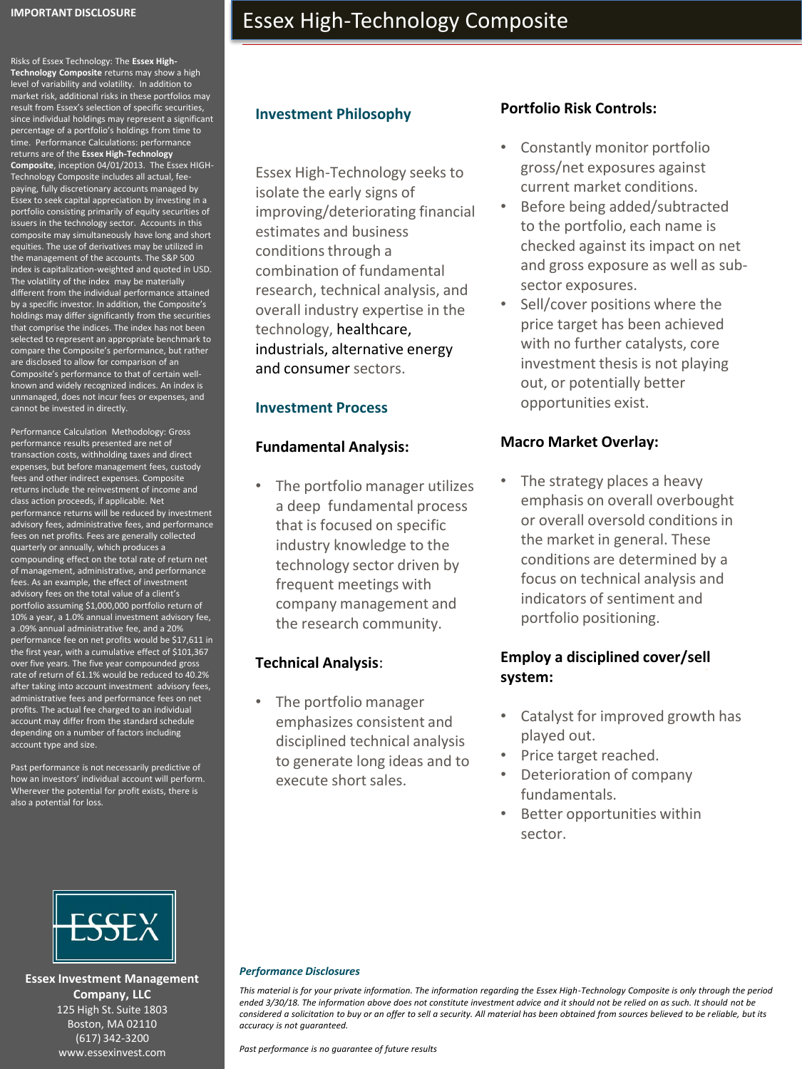# Essex High-Technology Composite

## Investment Philosophy

Essex High-Technology seeks to isolate the early signs of improving/deteriorating financial estimates and business conditions through a combination of fundamental research, technical analysis, and overall industry expertise in the technology, healthcare, industrials, alternative energy and consumer sectors.

## Investment Process

### Fundamental Analysis:

- The portfolio manager utilizes a deep fundamental process that is focused on specific industry knowledge to the technology sector driven by frequent meetings with company management and the research community.

### Technical Analysis:

- The portfolio manager emphasizes consistent and disciplined technical analysis to generate long ideas and to execute short sales.

### Portfolio Risk Controls:

- Constantly monitor portfolio gross/net exposures against current market conditions.
- Before being added/subtracted to the portfolio, each name is checked against its impact on net and gross exposure as well as sub-sector exposures.
- Sell/cover positions where the price target has been achieved with no further catalysts, core investment thesis is not playing out, or potentially better opportunities exist.

### Macro Market Overlay:

- The strategy places a heavy emphasis on overall overbought or overall oversold conditions in the market in general. These conditions are determined by a focus on technical analysis and indicators of sentiment and portfolio positioning.

### Employ a disciplined cover/sell system:

- Catalyst for improved growth has played out.
- Price target reached.
- Deterioration of company fundamentals.
- Better opportunities within sector.

***Performance Disclosures***

*This material is for your private information. The information regarding the Essex High-Technology Composite is only through the period ended 3/30/18. The information above does not constitute investment advice and it should not be relied on as such. It should not be considered a solicitation to buy or an offer to sell a security. All material has been obtained from sources believed to be reliable, but its accuracy is not guaranteed.*

*Past performance is no guarantee of future results*

**IMPORTANT DISCLOSURE**

Risks of Essex Technology: The **Essex High-Technology Composite** returns may show a high level of variability and volatility. In addition to market risk, additional risks in these portfolios may result from Essex's selection of specific securities, since individual holdings may represent a significant percentage of a portfolio's holdings from time to time. Performance Calculations: performance returns are of the **Essex High-Technology Composite**, inception 04/01/2013. The Essex HIGH-Technology Composite includes all actual, fee-paying, fully discretionary accounts managed by Essex to seek capital appreciation by investing in a portfolio consisting primarily of equity securities of issuers in the technology sector. Accounts in this composite may simultaneously have long and short equities. The use of derivatives may be utilized in the management of the accounts. The S&P 500 index is capitalization-weighted and quoted in USD. The volatility of the index may be materially different from the individual performance attained by a specific investor. In addition, the Composite's holdings may differ significantly from the securities that comprise the indices. The index has not been selected to represent an appropriate benchmark to compare the Composite's performance, but rather are disclosed to allow for comparison of an Composite's performance to that of certain well-known and widely recognized indices. An index is unmanaged, does not incur fees or expenses, and cannot be invested in directly.

Performance Calculation Methodology: Gross performance results presented are net of transaction costs, withholding taxes and direct expenses, but before management fees, custody fees and other indirect expenses. Composite returns include the reinvestment of income and class action proceeds, if applicable. Net performance returns will be reduced by investment advisory fees, administrative fees, and performance fees on net profits. Fees are generally collected quarterly or annually, which produces a compounding effect on the total rate of return net of management, administrative, and performance fees. As an example, the effect of investment advisory fees on the total value of a client's portfolio assuming $1,000,000 portfolio return of 10% a year, a 1.0% annual investment advisory fee, a .09% annual administrative fee, and a 20% performance fee on net profits would be $17,611 in the first year, with a cumulative effect of $101,367 over five years. The five year compounded gross rate of return of 61.1% would be reduced to 40.2% after taking into account investment advisory fees, administrative fees and performance fees on net profits. The actual fee charged to an individual account may differ from the standard schedule depending on a number of factors including account type and size.

Past performance is not necessarily predictive of how an investors' individual account will perform. Wherever the potential for profit exists, there is also a potential for loss.

ESSEX

**Essex Investment Management Company, LLC**
125 High St. Suite 1803
Boston, MA 02110
(617) 342-3200
www.essexinvest.com